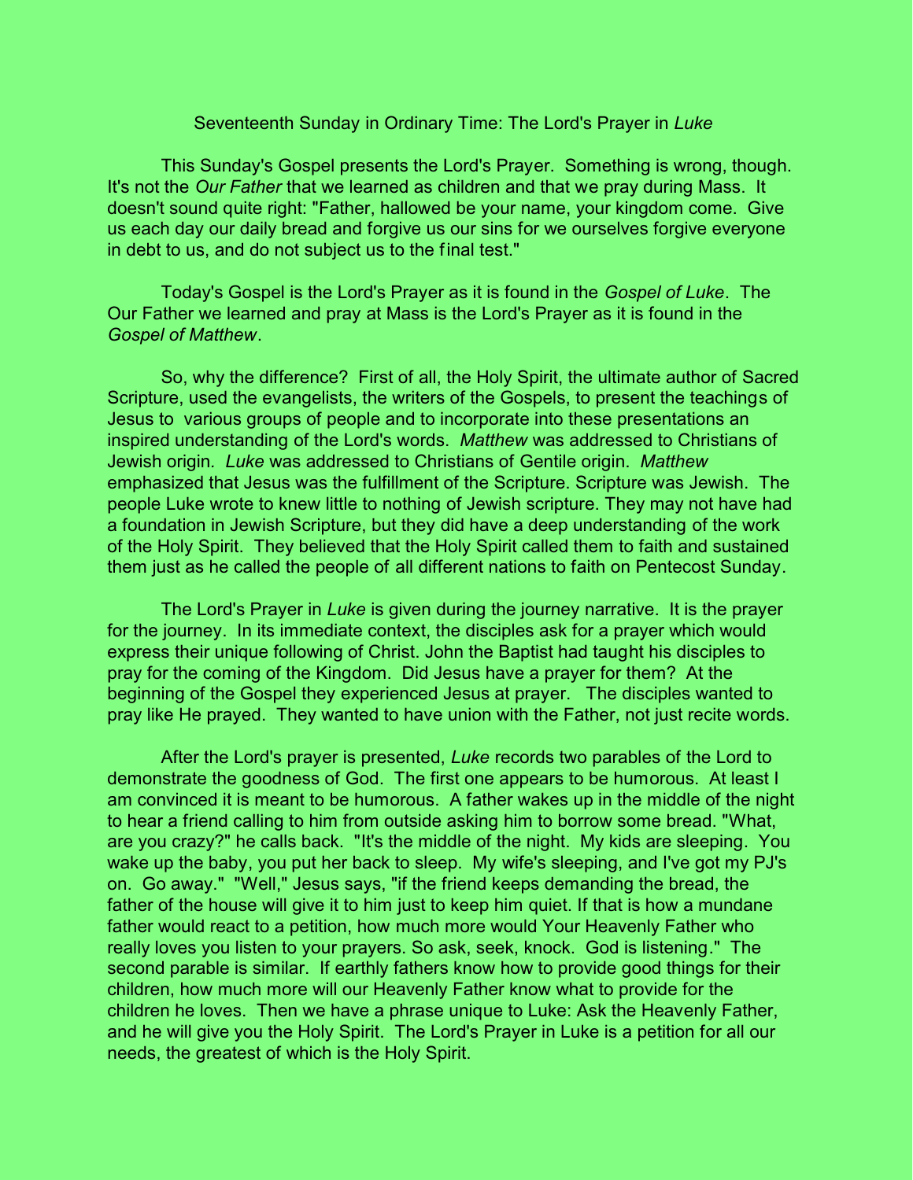# Seventeenth Sunday in Ordinary Time: The Lord's Prayer in *Luke*

This Sunday's Gospel presents the Lord's Prayer. Something is wrong, though. It's not the *Our Father* that we learned as children and that we pray during Mass. It doesn't sound quite right: "Father, hallowed be your name, your kingdom come. Give us each day our daily bread and forgive us our sins for we ourselves forgive everyone in debt to us, and do not subject us to the final test."

Today's Gospel is the Lord's Prayer as it is found in the *Gospel of Luke*. The Our Father we learned and pray at Mass is the Lord's Prayer as it is found in the *Gospel of Matthew*.

So, why the difference? First of all, the Holy Spirit, the ultimate author of Sacred Scripture, used the evangelists, the writers of the Gospels, to present the teachings of Jesus to various groups of people and to incorporate into these presentations an inspired understanding of the Lord's words. *Matthew* was addressed to Christians of Jewish origin. *Luke* was addressed to Christians of Gentile origin. *Matthew* emphasized that Jesus was the fulfillment of the Scripture. Scripture was Jewish. The people Luke wrote to knew little to nothing of Jewish scripture. They may not have had a foundation in Jewish Scripture, but they did have a deep understanding of the work of the Holy Spirit. They believed that the Holy Spirit called them to faith and sustained them just as he called the people of all different nations to faith on Pentecost Sunday.

The Lord's Prayer in *Luke* is given during the journey narrative. It is the prayer for the journey. In its immediate context, the disciples ask for a prayer which would express their unique following of Christ. John the Baptist had taught his disciples to pray for the coming of the Kingdom. Did Jesus have a prayer for them? At the beginning of the Gospel they experienced Jesus at prayer. The disciples wanted to pray like He prayed. They wanted to have union with the Father, not just recite words.

After the Lord's prayer is presented, *Luke* records two parables of the Lord to demonstrate the goodness of God. The first one appears to be humorous. At least I am convinced it is meant to be humorous. A father wakes up in the middle of the night to hear a friend calling to him from outside asking him to borrow some bread. "What, are you crazy?" he calls back. "It's the middle of the night. My kids are sleeping. You wake up the baby, you put her back to sleep. My wife's sleeping, and I've got my PJ's on. Go away." "Well," Jesus says, "if the friend keeps demanding the bread, the father of the house will give it to him just to keep him quiet. If that is how a mundane father would react to a petition, how much more would Your Heavenly Father who really loves you listen to your prayers. So ask, seek, knock. God is listening." The second parable is similar. If earthly fathers know how to provide good things for their children, how much more will our Heavenly Father know what to provide for the children he loves. Then we have a phrase unique to Luke: Ask the Heavenly Father, and he will give you the Holy Spirit. The Lord's Prayer in Luke is a petition for all our needs, the greatest of which is the Holy Spirit.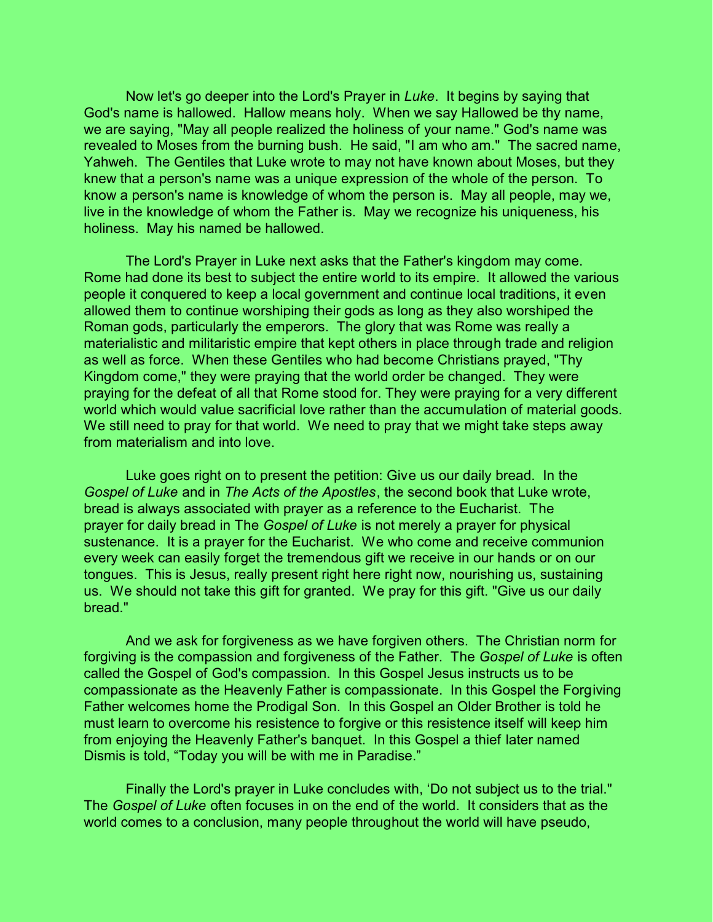Now let's go deeper into the Lord's Prayer in *Luke*. It begins by saying that God's name is hallowed. Hallow means holy. When we say Hallowed be thy name, we are saying, "May all people realized the holiness of your name." God's name was revealed to Moses from the burning bush. He said, "I am who am." The sacred name, Yahweh. The Gentiles that Luke wrote to may not have known about Moses, but they knew that a person's name was a unique expression of the whole of the person. To know a person's name is knowledge of whom the person is. May all people, may we, live in the knowledge of whom the Father is. May we recognize his uniqueness, his holiness. May his named be hallowed.

The Lord's Prayer in Luke next asks that the Father's kingdom may come. Rome had done its best to subject the entire world to its empire. It allowed the various people it conquered to keep a local government and continue local traditions, it even allowed them to continue worshiping their gods as long as they also worshiped the Roman gods, particularly the emperors. The glory that was Rome was really a materialistic and militaristic empire that kept others in place through trade and religion as well as force. When these Gentiles who had become Christians prayed, "Thy Kingdom come," they were praying that the world order be changed. They were praying for the defeat of all that Rome stood for. They were praying for a very different world which would value sacrificial love rather than the accumulation of material goods. We still need to pray for that world. We need to pray that we might take steps away from materialism and into love.

Luke goes right on to present the petition: Give us our daily bread. In the *Gospel of Luke* and in *The Acts of the Apostles*, the second book that Luke wrote, bread is always associated with prayer as a reference to the Eucharist. The prayer for daily bread in The *Gospel of Luke* is not merely a prayer for physical sustenance. It is a prayer for the Eucharist. We who come and receive communion every week can easily forget the tremendous gift we receive in our hands or on our tongues. This is Jesus, really present right here right now, nourishing us, sustaining us. We should not take this gift for granted. We pray for this gift. "Give us our daily bread."

And we ask for forgiveness as we have forgiven others. The Christian norm for forgiving is the compassion and forgiveness of the Father. The *Gospel of Luke* is often called the Gospel of God's compassion. In this Gospel Jesus instructs us to be compassionate as the Heavenly Father is compassionate. In this Gospel the Forgiving Father welcomes home the Prodigal Son. In this Gospel an Older Brother is told he must learn to overcome his resistence to forgive or this resistence itself will keep him from enjoying the Heavenly Father's banquet. In this Gospel a thief later named Dismis is told, "Today you will be with me in Paradise."

Finally the Lord's prayer in Luke concludes with, 'Do not subject us to the trial." The *Gospel of Luke* often focuses in on the end of the world. It considers that as the world comes to a conclusion, many people throughout the world will have pseudo,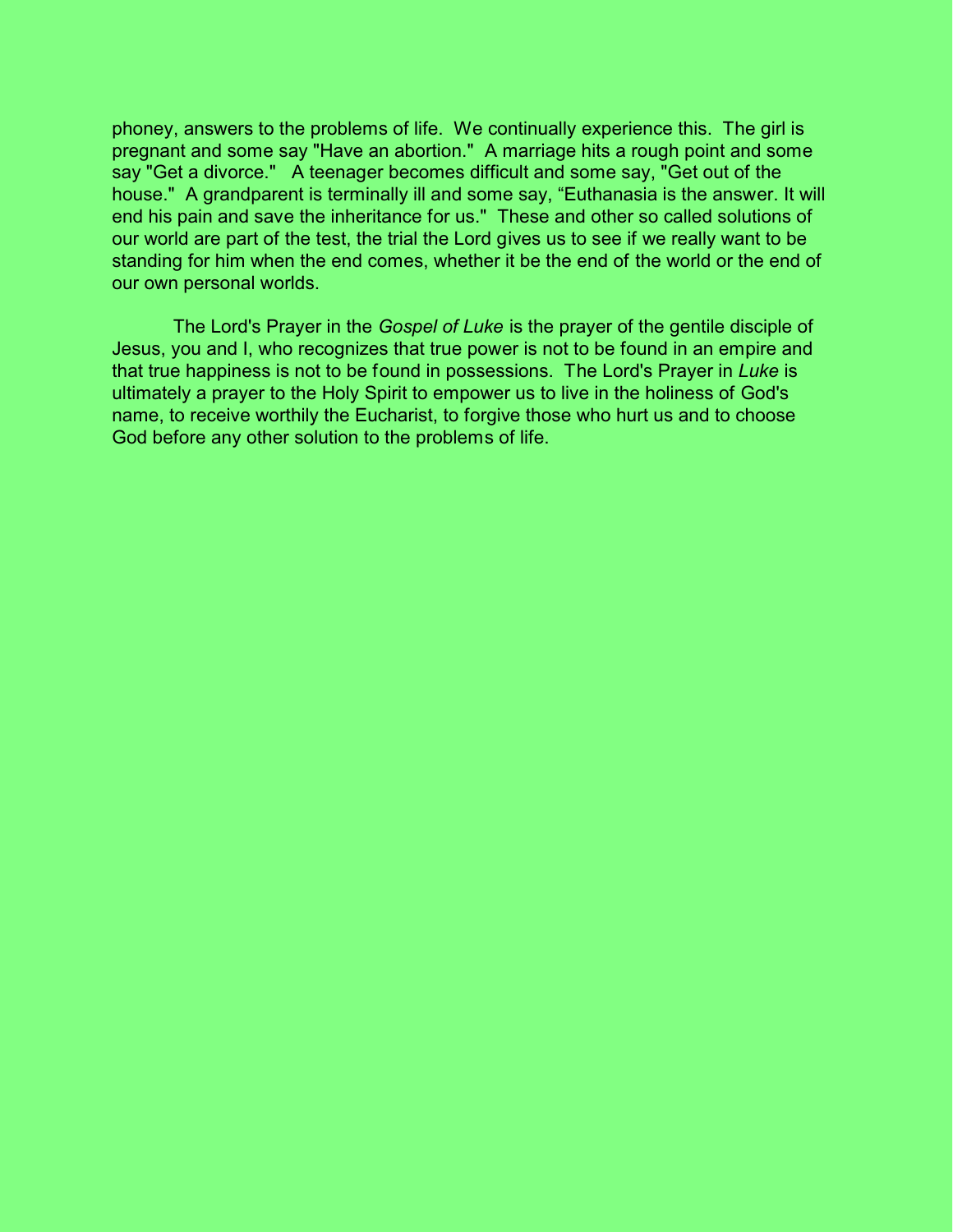phoney, answers to the problems of life. We continually experience this. The girl is pregnant and some say "Have an abortion." A marriage hits a rough point and some say "Get a divorce." A teenager becomes difficult and some say, "Get out of the house." A grandparent is terminally ill and some say, "Euthanasia is the answer. It will end his pain and save the inheritance for us." These and other so called solutions of our world are part of the test, the trial the Lord gives us to see if we really want to be standing for him when the end comes, whether it be the end of the world or the end of our own personal worlds.

The Lord's Prayer in the *Gospel of Luke* is the prayer of the gentile disciple of Jesus, you and I, who recognizes that true power is not to be found in an empire and that true happiness is not to be found in possessions. The Lord's Prayer in *Luke* is ultimately a prayer to the Holy Spirit to empower us to live in the holiness of God's name, to receive worthily the Eucharist, to forgive those who hurt us and to choose God before any other solution to the problems of life.